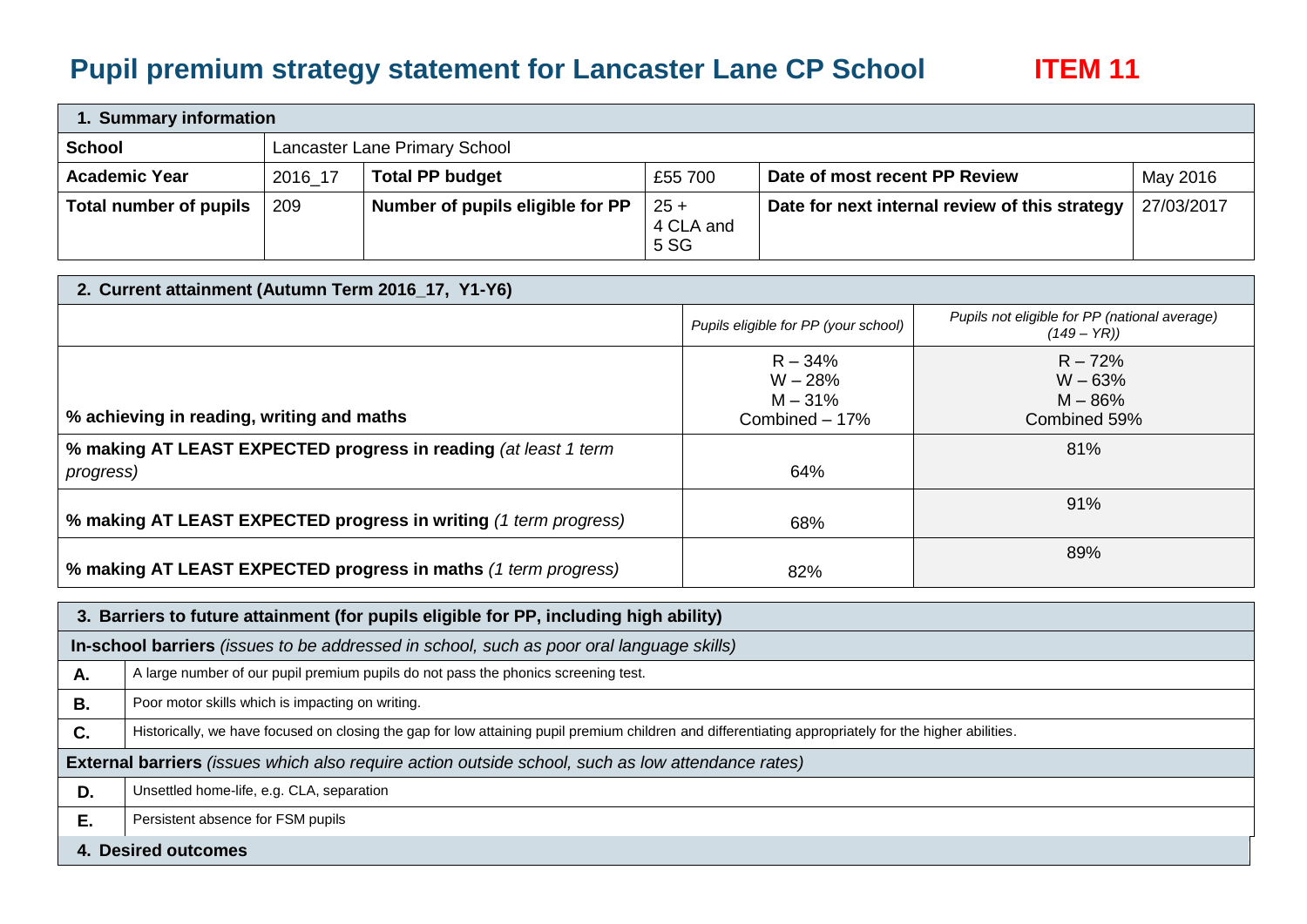# Pupil premium strategy statement for Lancaster Lane CP School

**ITEM 11**

| **1. Summary information** | | | | | |
|---|---|---|---|---|---|
| **School** | Lancaster Lane Primary School | | | | |
| **Academic Year** | 2016_17 | **Total PP budget** | £55 700 | **Date of most recent PP Review** | May 2016 |
| **Total number of pupils** | 209 | **Number of pupils eligible for PP** | 25 + 4 CLA and 5 SG | **Date for next internal review of this strategy** | 27/03/2017 |

| **2. Current attainment (Autumn Term 2016_17, Y1-Y6)** | | |
|---|---|---|
| | *Pupils eligible for PP (your school)* | *Pupils not eligible for PP (national average) (149 – YR))* |
| **% achieving in reading, writing and maths** | R – 34%<br>W – 28%<br>M – 31%<br>Combined – 17% | R – 72%<br>W – 63%<br>M – 86%<br>Combined 59% |
| **% making AT LEAST EXPECTED progress in reading** *(at least 1 term progress)* | 64% | 81% |
| **% making AT LEAST EXPECTED progress in writing** *(1 term progress)* | 68% | 91% |
| **% making AT LEAST EXPECTED progress in maths** *(1 term progress)* | 82% | 89% |

| **3. Barriers to future attainment (for pupils eligible for PP, including high ability)** | |
|---|---|
| **In-school barriers** *(issues to be addressed in school, such as poor oral language skills)* | |
| **A.** | A large number of our pupil premium pupils do not pass the phonics screening test. |
| **B.** | Poor motor skills which is impacting on writing. |
| **C.** | Historically, we have focused on closing the gap for low attaining pupil premium children and differentiating appropriately for the higher abilities. |
| **External barriers** *(issues which also require action outside school, such as low attendance rates)* | |
| **D.** | Unsettled home-life, e.g. CLA, separation |
| **E.** | Persistent absence for FSM pupils |

**4. Desired outcomes**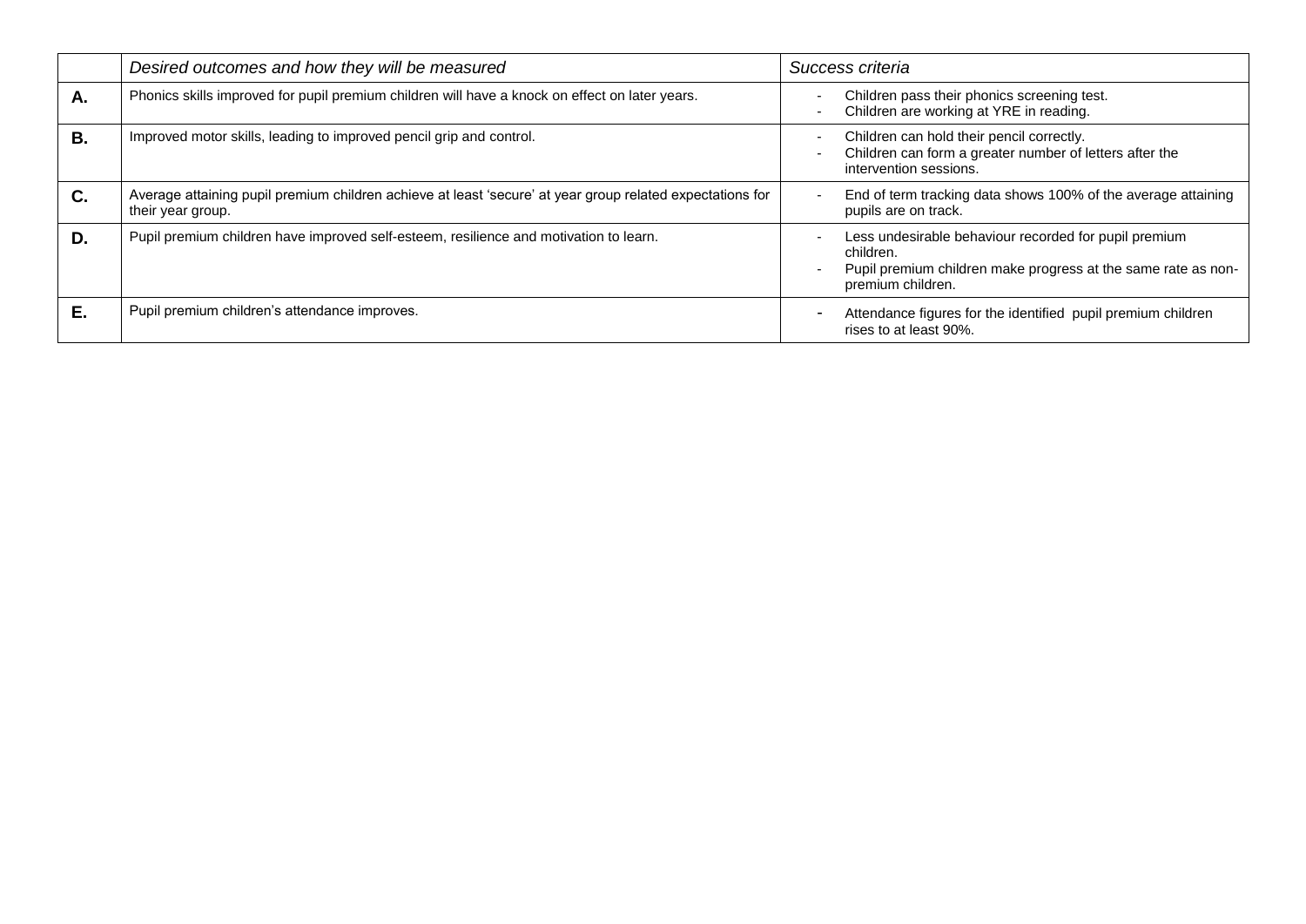| | *Desired outcomes and how they will be measured* | *Success criteria* |
|---|---|---|
| **A.** | Phonics skills improved for pupil premium children will have a knock on effect on later years. | - Children pass their phonics screening test.<br>- Children are working at YRE in reading. |
| **B.** | Improved motor skills, leading to improved pencil grip and control. | - Children can hold their pencil correctly.<br>- Children can form a greater number of letters after the intervention sessions. |
| **C.** | Average attaining pupil premium children achieve at least 'secure' at year group related expectations for their year group. | - End of term tracking data shows 100% of the average attaining pupils are on track. |
| **D.** | Pupil premium children have improved self-esteem, resilience and motivation to learn. | - Less undesirable behaviour recorded for pupil premium children.<br>- Pupil premium children make progress at the same rate as non-premium children. |
| **E.** | Pupil premium children's attendance improves. | - Attendance figures for the identified pupil premium children rises to at least 90%. |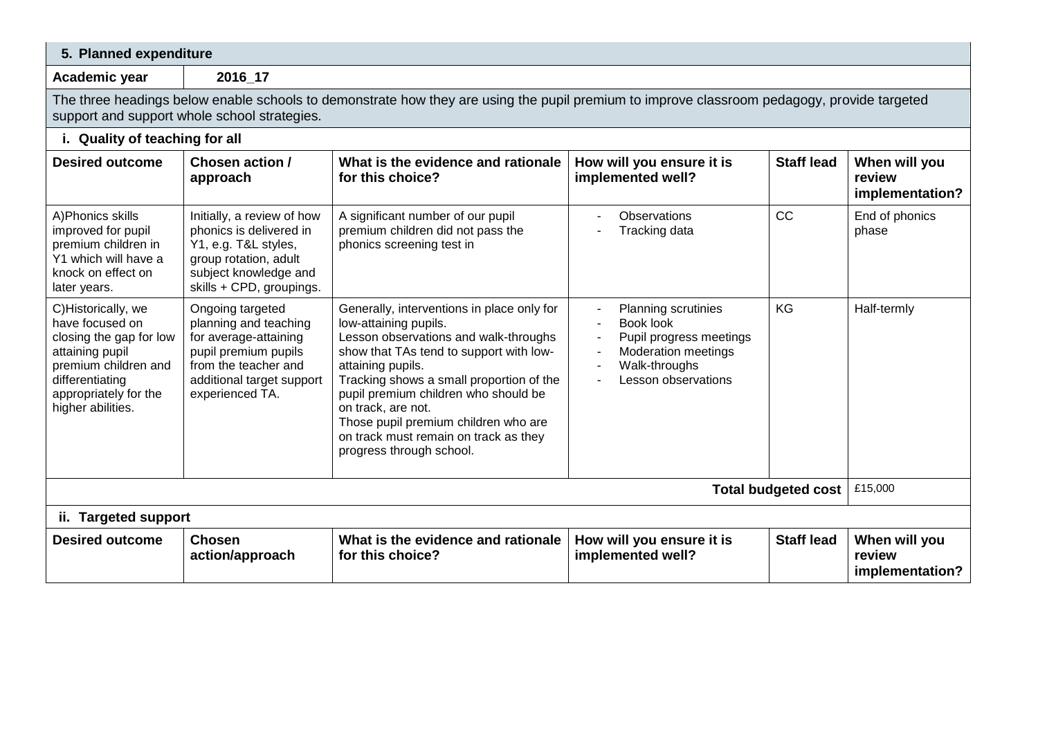## 5. Planned expenditure

| Academic year | 2016_17 |
|---|---|

The three headings below enable schools to demonstrate how they are using the pupil premium to improve classroom pedagogy, provide targeted support and support whole school strategies.

### i. Quality of teaching for all

| Desired outcome | Chosen action / approach | What is the evidence and rationale for this choice? | How will you ensure it is implemented well? | Staff lead | When will you review implementation? |
|---|---|---|---|---|---|
| A)Phonics skills improved for pupil premium children in Y1 which will have a knock on effect on later years. | Initially, a review of how phonics is delivered in Y1, e.g. T&L styles, group rotation, adult subject knowledge and skills + CPD, groupings. | A significant number of our pupil premium children did not pass the phonics screening test in | - Observations<br>- Tracking data | CC | End of phonics phase |
| C)Historically, we have focused on closing the gap for low attaining pupil premium children and differentiating appropriately for the higher abilities. | Ongoing targeted planning and teaching for average-attaining pupil premium pupils from the teacher and additional target support experienced TA. | Generally, interventions in place only for low-attaining pupils.<br>Lesson observations and walk-throughs show that TAs tend to support with low-attaining pupils.<br>Tracking shows a small proportion of the pupil premium children who should be on track, are not.<br>Those pupil premium children who are on track must remain on track as they progress through school. | - Planning scrutinies<br>- Book look<br>- Pupil progress meetings<br>- Moderation meetings<br>- Walk-throughs<br>- Lesson observations | KG | Half-termly |
| | | | | **Total budgeted cost** | £15,000 |

### ii. Targeted support

| Desired outcome | Chosen action/approach | What is the evidence and rationale for this choice? | How will you ensure it is implemented well? | Staff lead | When will you review implementation? |
|---|---|---|---|---|---|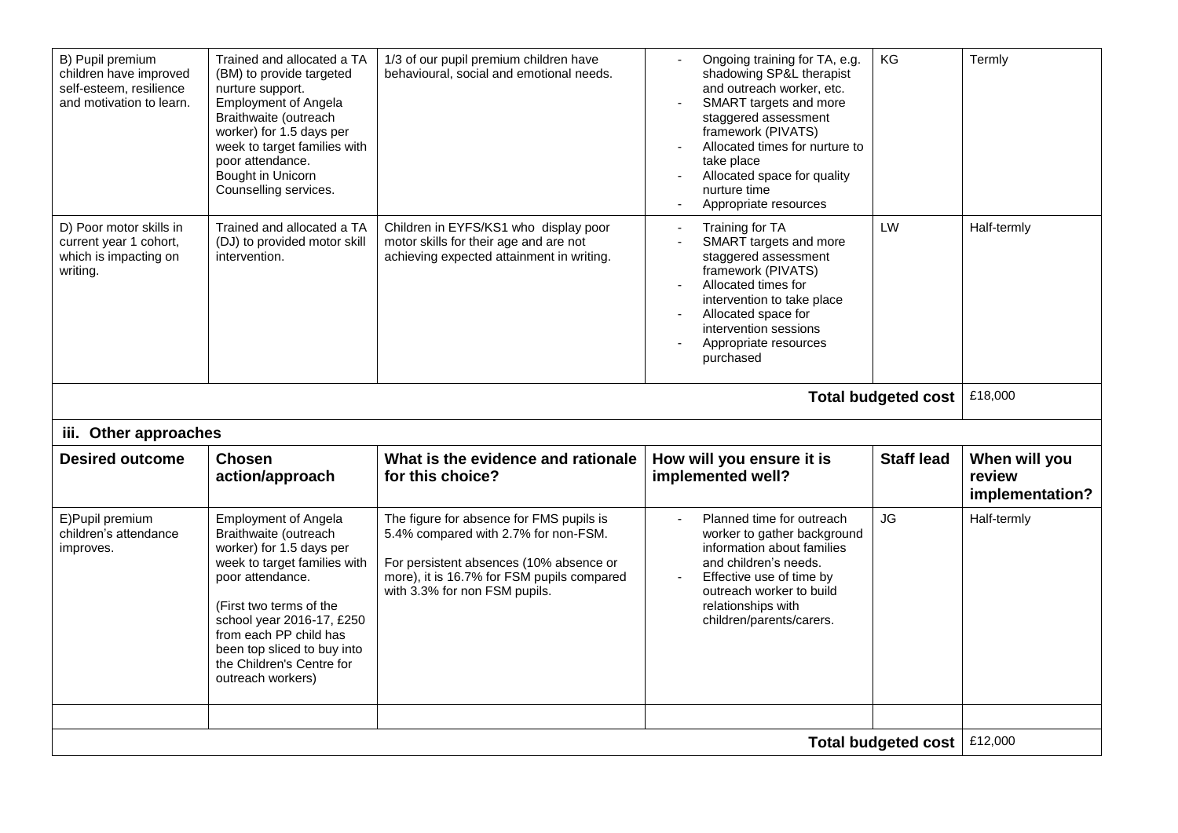| | | | | | |
|---|---|---|---|---|---|
| B) Pupil premium children have improved self-esteem, resilience and motivation to learn. | Trained and allocated a TA (BM) to provide targeted nurture support. Employment of Angela Braithwaite (outreach worker) for 1.5 days per week to target families with poor attendance. Bought in Unicorn Counselling services. | 1/3 of our pupil premium children have behavioural, social and emotional needs. | - Ongoing training for TA, e.g. shadowing SP&L therapist and outreach worker, etc.<br>- SMART targets and more staggered assessment framework (PIVATS)<br>- Allocated times for nurture to take place<br>- Allocated space for quality nurture time<br>- Appropriate resources | KG | Termly |
| D) Poor motor skills in current year 1 cohort, which is impacting on writing. | Trained and allocated a TA (DJ) to provided motor skill intervention. | Children in EYFS/KS1 who display poor motor skills for their age and are not achieving expected attainment in writing. | - Training for TA<br>- SMART targets and more staggered assessment framework (PIVATS)<br>- Allocated times for intervention to take place<br>- Allocated space for intervention sessions<br>- Appropriate resources purchased | LW | Half-termly |
| | | | | **Total budgeted cost** | £18,000 |

### iii. Other approaches

| Desired outcome | Chosen action/approach | What is the evidence and rationale for this choice? | How will you ensure it is implemented well? | Staff lead | When will you review implementation? |
|---|---|---|---|---|---|
| E)Pupil premium children's attendance improves. | Employment of Angela Braithwaite (outreach worker) for 1.5 days per week to target families with poor attendance.<br><br>(First two terms of the school year 2016-17, £250 from each PP child has been top sliced to buy into the Children's Centre for outreach workers) | The figure for absence for FMS pupils is 5.4% compared with 2.7% for non-FSM.<br><br>For persistent absences (10% absence or more), it is 16.7% for FSM pupils compared with 3.3% for non FSM pupils. | - Planned time for outreach worker to gather background information about families and children's needs.<br>- Effective use of time by outreach worker to build relationships with children/parents/carers. | JG | Half-termly |
| | | | | | |
| | | | | **Total budgeted cost** | £12,000 |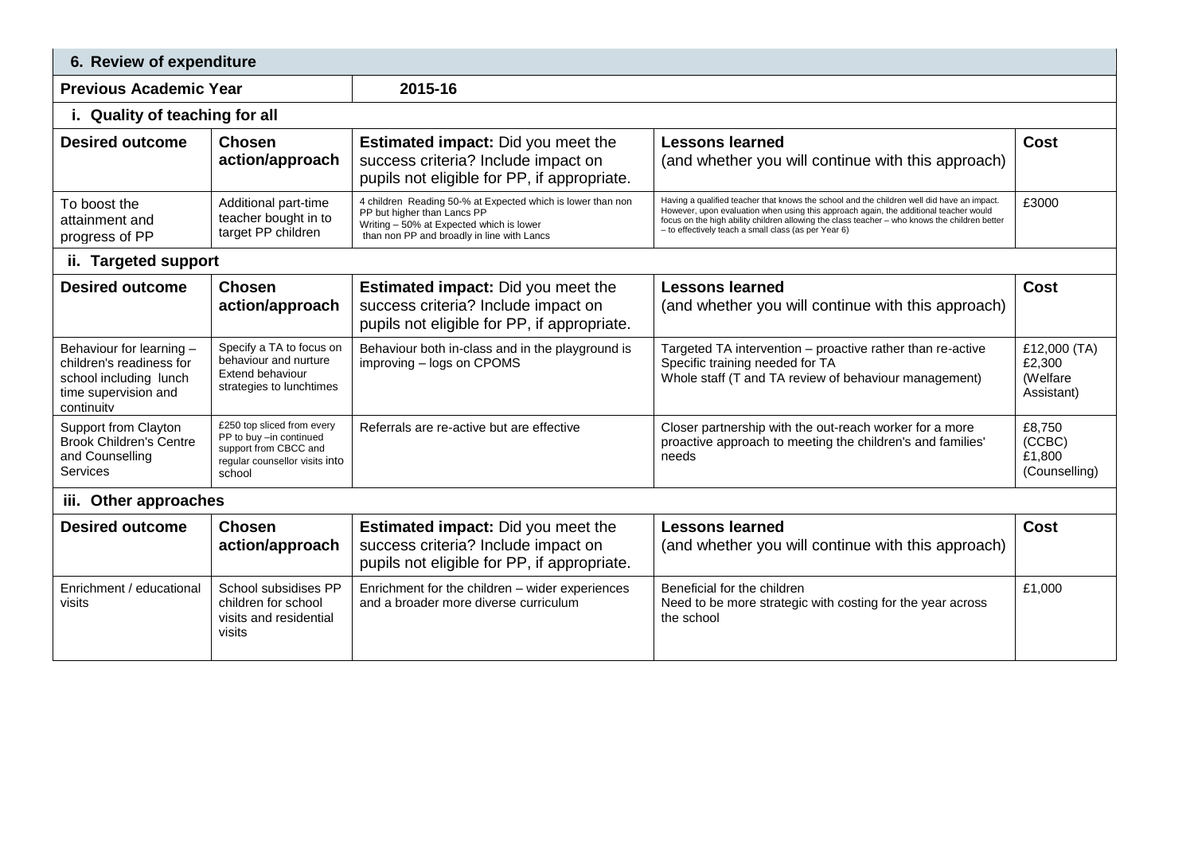| 6. Review of expenditure | | | | |
|---|---|---|---|---|
| **Previous Academic Year** | | **2015-16** | | |
| **i. Quality of teaching for all** | | | | |
| **Desired outcome** | **Chosen action/approach** | **Estimated impact:** Did you meet the success criteria? Include impact on pupils not eligible for PP, if appropriate. | **Lessons learned** (and whether you will continue with this approach) | **Cost** |
| To boost the attainment and progress of PP | Additional part-time teacher bought in to target PP children | 4 children Reading 50-% at Expected which is lower than non PP but higher than Lancs PP<br>Writing – 50% at Expected which is lower than non PP and broadly in line with Lancs | Having a qualified teacher that knows the school and the children well did have an impact. However, upon evaluation when using this approach again, the additional teacher would focus on the high ability children allowing the class teacher – who knows the children better – to effectively teach a small class (as per Year 6) | £3000 |
| **ii. Targeted support** | | | | |
| **Desired outcome** | **Chosen action/approach** | **Estimated impact:** Did you meet the success criteria? Include impact on pupils not eligible for PP, if appropriate. | **Lessons learned** (and whether you will continue with this approach) | **Cost** |
| Behaviour for learning – children's readiness for school including lunch time supervision and continuity | Specify a TA to focus on behaviour and nurture<br>Extend behaviour strategies to lunchtimes | Behaviour both in-class and in the playground is improving – logs on CPOMS | Targeted TA intervention – proactive rather than re-active<br>Specific training needed for TA<br>Whole staff (T and TA review of behaviour management) | £12,000 (TA)<br>£2,300 (Welfare Assistant) |
| Support from Clayton Brook Children's Centre and Counselling Services | £250 top sliced from every PP to buy –in continued support from CBCC and regular counsellor visits into school | Referrals are re-active but are effective | Closer partnership with the out-reach worker for a more proactive approach to meeting the children's and families' needs | £8,750 (CCBC)<br>£1,800 (Counselling) |
| **iii. Other approaches** | | | | |
| **Desired outcome** | **Chosen action/approach** | **Estimated impact:** Did you meet the success criteria? Include impact on pupils not eligible for PP, if appropriate. | **Lessons learned** (and whether you will continue with this approach) | **Cost** |
| Enrichment / educational visits | School subsidises PP children for school visits and residential visits | Enrichment for the children – wider experiences and a broader more diverse curriculum | Beneficial for the children<br>Need to be more strategic with costing for the year across the school | £1,000 |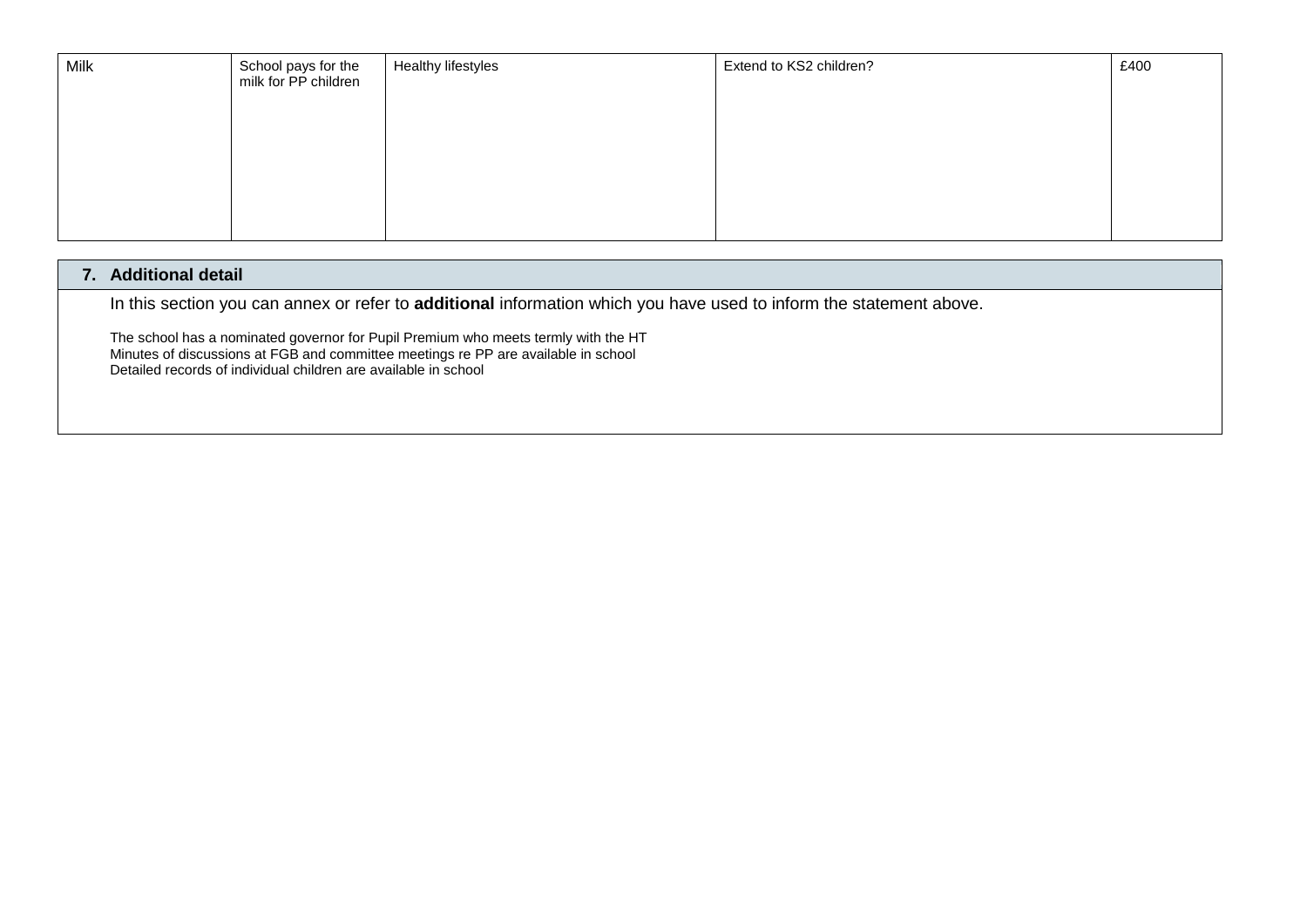| | | | | |
|---|---|---|---|---|
| Milk | School pays for the milk for PP children | Healthy lifestyles | Extend to KS2 children? | £400 |

## 7. Additional detail

In this section you can annex or refer to **additional** information which you have used to inform the statement above.

The school has a nominated governor for Pupil Premium who meets termly with the HT
Minutes of discussions at FGB and committee meetings re PP are available in school
Detailed records of individual children are available in school